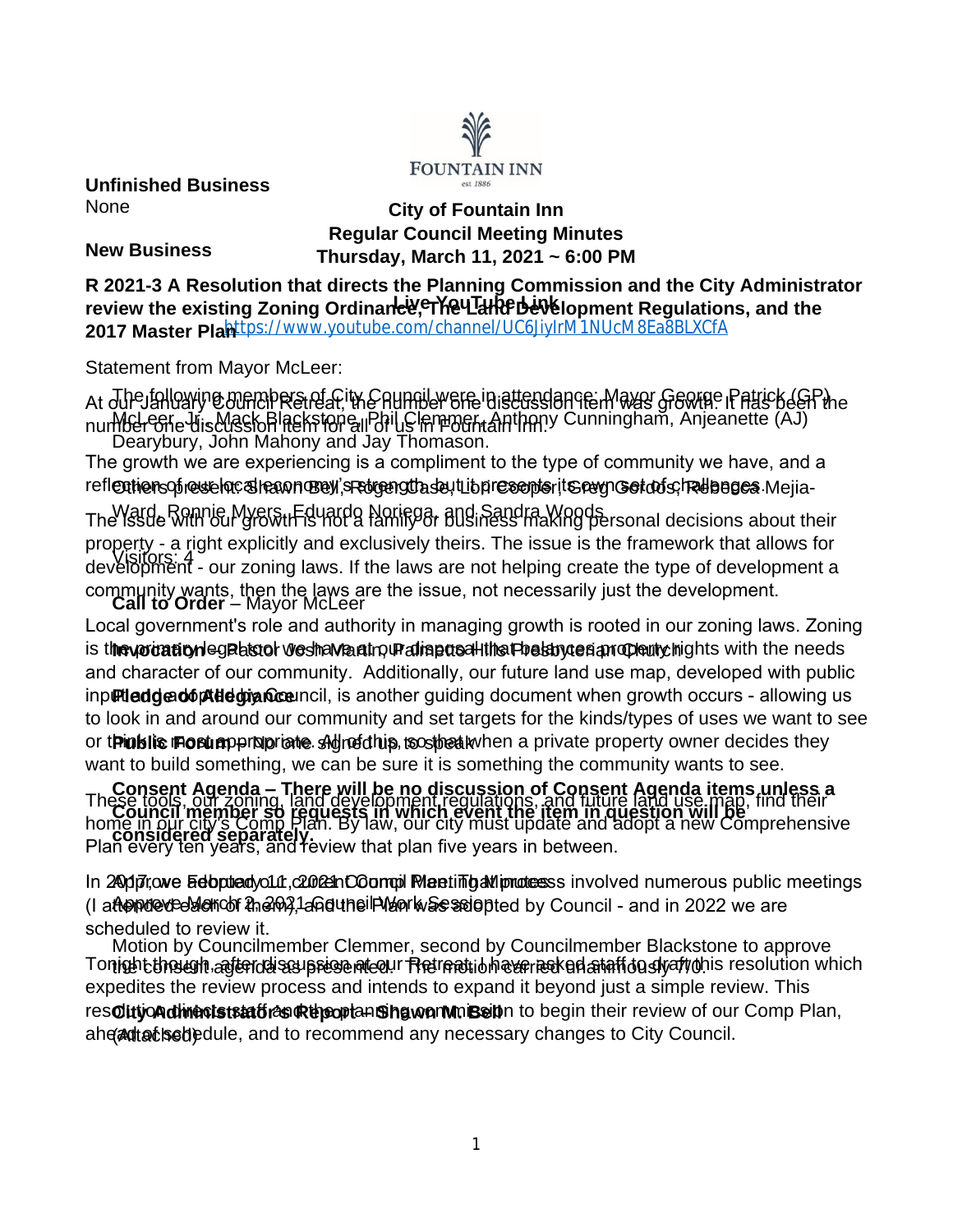# City of Fountain Inn
## Regular Council Meeting Minutes
### Thursday, March 11, 2021 ~ 6:00 PM

**Live YouTube Link**
https://www.youtube.com/channel/UC6JiyIrM1NUcM8Ea8BLXCfA

The following members of City Council were in attendance: Mayor George Patrick (GP) McLeer, Jr., Mack Blackstone, Phil Clemmer, Anthony Cunningham, Anjeanette (AJ) Dearybury, John Mahony and Jay Thomason.

Others present: Shawn Bell, Roger Case, Lori Cooper, Greg Gordos, Rebecca Mejia-Ward, Ronnie Myers, Eduardo Noriega, and Sandra Woods.

Visitors: 4

**Call to Order** – Mayor McLeer

**Invocation** – Pastor Josh Martin, Palmetto Hills Presbyterian Church

**Pledge of Allegiance**

**Public Forum** – No one signed up to speak

**Consent Agenda – There will be no discussion of Consent Agenda items unless a Council member so requests in which event the item in question will be considered separately.**

Approve February 11, 2021 Council Meeting Minutes
Approve March 2, 2021 Council Work Session

Motion by Councilmember Clemmer, second by Councilmember Blackstone to approve the consent agenda as presented. The motion carried unanimously 7/0.

**City Administrator's Report – Shawn Bell**
(Attached)

**Unfinished Business**
None

**New Business**

**R 2021-3 A Resolution that directs the Planning Commission and the City Administrator review the existing Zoning Ordinance, The Land Development Regulations, and the 2017 Master Plan**

Statement from Mayor McLeer:

At our January Council Retreat, the number one discussion item was growth. It has been the number one discussion item for all of us in Fountain Inn.

The growth we are experiencing is a compliment to the type of community we have, and a reflection of our local economy's strength, but it presents its own set of challenges.

The issue with our growth is not a family or business making personal decisions about their property - a right explicitly and exclusively theirs. The issue is the framework that allows for development - our zoning laws. If the laws are not helping create the type of development a community wants, then the laws are the issue, not necessarily just the development.

Local government's role and authority in managing growth is rooted in our zoning laws. Zoning is the primary legal tool we have at our disposal that balances property rights with the needs and character of our community. Additionally, our future land use map, developed with public input and adopted by Council, is another guiding document when growth occurs - allowing us to look in and around our community and set targets for the kinds/types of uses we want to see or think most appropriate. All of this, so that when a private property owner decides they want to build something, we can be sure it is something the community wants to see.

These tools, our zoning, land development regulations, and future land use map, find their home in our city's Comp Plan. By law, our city must update and adopt a new Comprehensive Plan every ten years, and review that plan five years in between.

In 2017, we adopted our current Comp Plan. That process involved numerous public meetings (I attended each of them), and the Plan was adopted by Council - and in 2022 we are scheduled to review it.

Tonight though, after discussion at our Retreat, I have asked staff to draft this resolution which expedites the review process and intends to expand it beyond just a simple review. This resolution directs staff and the planning commission to begin their review of our Comp Plan, ahead of schedule, and to recommend any necessary changes to City Council.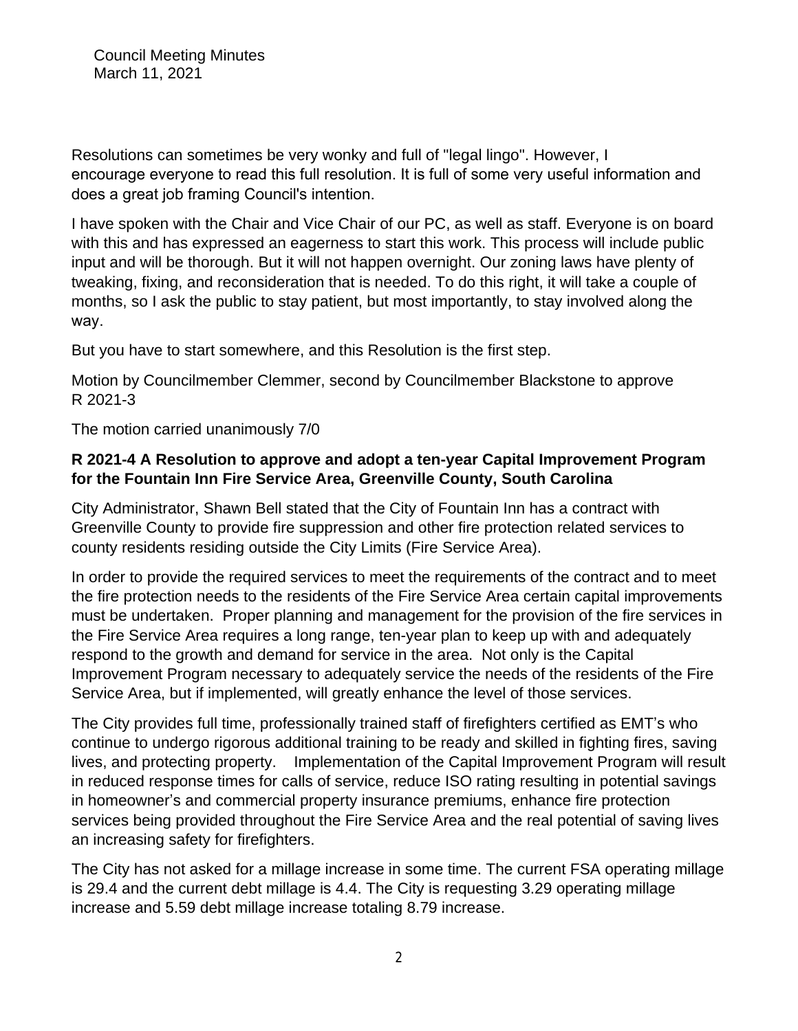Resolutions can sometimes be very wonky and full of "legal lingo". However, I encourage everyone to read this full resolution. It is full of some very useful information and does a great job framing Council's intention.

I have spoken with the Chair and Vice Chair of our PC, as well as staff. Everyone is on board with this and has expressed an eagerness to start this work. This process will include public input and will be thorough. But it will not happen overnight. Our zoning laws have plenty of tweaking, fixing, and reconsideration that is needed. To do this right, it will take a couple of months, so I ask the public to stay patient, but most importantly, to stay involved along the way.

But you have to start somewhere, and this Resolution is the first step.

Motion by Councilmember Clemmer, second by Councilmember Blackstone to approve R 2021-3

The motion carried unanimously 7/0

**R 2021-4 A Resolution to approve and adopt a ten-year Capital Improvement Program for the Fountain Inn Fire Service Area, Greenville County, South Carolina**

City Administrator, Shawn Bell stated that the City of Fountain Inn has a contract with Greenville County to provide fire suppression and other fire protection related services to county residents residing outside the City Limits (Fire Service Area).

In order to provide the required services to meet the requirements of the contract and to meet the fire protection needs to the residents of the Fire Service Area certain capital improvements must be undertaken. Proper planning and management for the provision of the fire services in the Fire Service Area requires a long range, ten-year plan to keep up with and adequately respond to the growth and demand for service in the area. Not only is the Capital Improvement Program necessary to adequately service the needs of the residents of the Fire Service Area, but if implemented, will greatly enhance the level of those services.

The City provides full time, professionally trained staff of firefighters certified as EMT's who continue to undergo rigorous additional training to be ready and skilled in fighting fires, saving lives, and protecting property. Implementation of the Capital Improvement Program will result in reduced response times for calls of service, reduce ISO rating resulting in potential savings in homeowner's and commercial property insurance premiums, enhance fire protection services being provided throughout the Fire Service Area and the real potential of saving lives an increasing safety for firefighters.

The City has not asked for a millage increase in some time. The current FSA operating millage is 29.4 and the current debt millage is 4.4. The City is requesting 3.29 operating millage increase and 5.59 debt millage increase totaling 8.79 increase.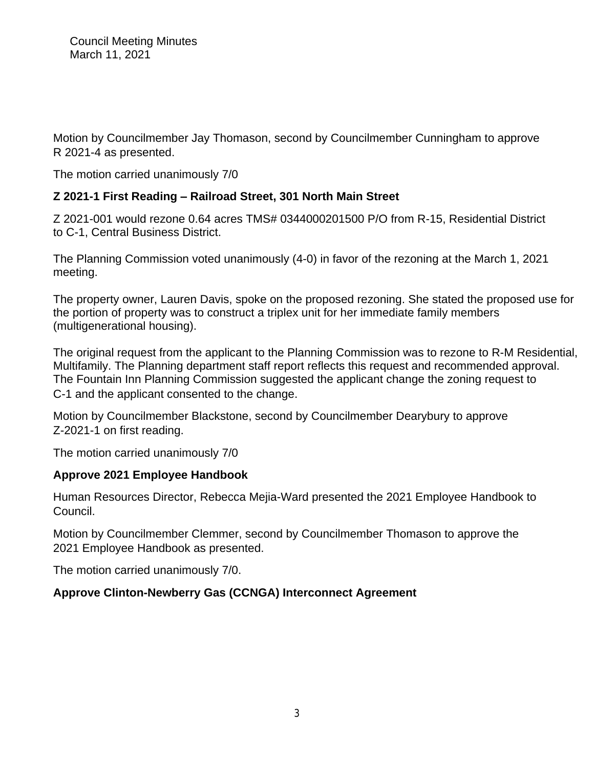Motion by Councilmember Jay Thomason, second by Councilmember Cunningham to approve R 2021-4 as presented.

The motion carried unanimously 7/0

**Z 2021-1 First Reading – Railroad Street, 301 North Main Street**

Z 2021-001 would rezone 0.64 acres TMS# 0344000201500 P/O from R-15, Residential District to C-1, Central Business District.

The Planning Commission voted unanimously (4-0) in favor of the rezoning at the March 1, 2021 meeting.

The property owner, Lauren Davis, spoke on the proposed rezoning. She stated the proposed use for the portion of property was to construct a triplex unit for her immediate family members (multigenerational housing).

The original request from the applicant to the Planning Commission was to rezone to R-M Residential, Multifamily. The Planning department staff report reflects this request and recommended approval. The Fountain Inn Planning Commission suggested the applicant change the zoning request to C-1 and the applicant consented to the change.

Motion by Councilmember Blackstone, second by Councilmember Dearybury to approve Z-2021-1 on first reading.

The motion carried unanimously 7/0

**Approve 2021 Employee Handbook**

Human Resources Director, Rebecca Mejia-Ward presented the 2021 Employee Handbook to Council.

Motion by Councilmember Clemmer, second by Councilmember Thomason to approve the 2021 Employee Handbook as presented.

The motion carried unanimously 7/0.

**Approve Clinton-Newberry Gas (CCNGA) Interconnect Agreement**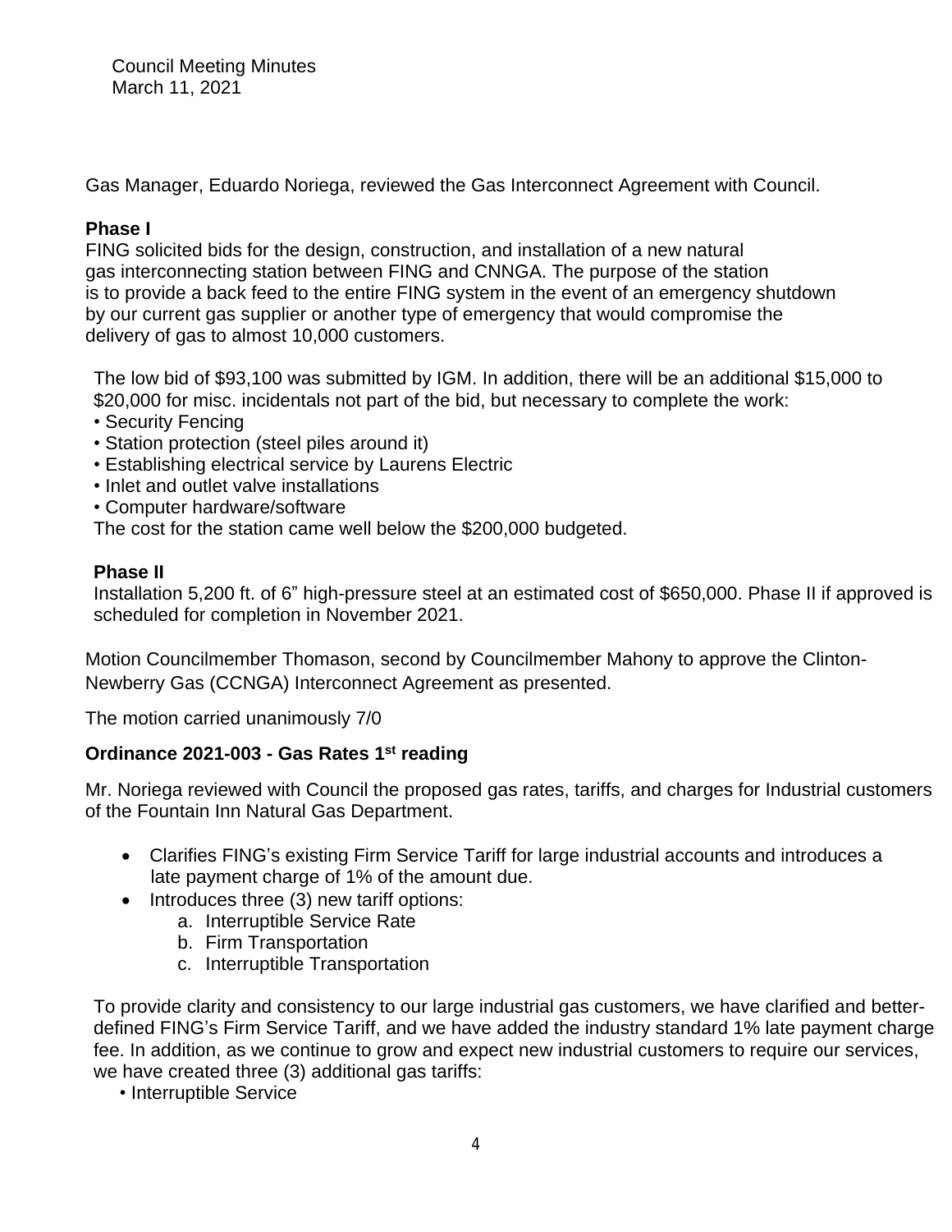Council Meeting Minutes
March 11, 2021

Gas Manager, Eduardo Noriega, reviewed the Gas Interconnect Agreement with Council.

**Phase I**
FING solicited bids for the design, construction, and installation of a new natural gas interconnecting station between FING and CNNGA. The purpose of the station is to provide a back feed to the entire FING system in the event of an emergency shutdown by our current gas supplier or another type of emergency that would compromise the delivery of gas to almost 10,000 customers.

The low bid of $93,100 was submitted by IGM. In addition, there will be an additional $15,000 to $20,000 for misc. incidentals not part of the bid, but necessary to complete the work:

- Security Fencing
- Station protection (steel piles around it)
- Establishing electrical service by Laurens Electric
- Inlet and outlet valve installations
- Computer hardware/software

The cost for the station came well below the $200,000 budgeted.

**Phase II**
Installation 5,200 ft. of 6" high-pressure steel at an estimated cost of $650,000. Phase II if approved is scheduled for completion in November 2021.

Motion Councilmember Thomason, second by Councilmember Mahony to approve the Clinton-Newberry Gas (CCNGA) Interconnect Agreement as presented.

The motion carried unanimously 7/0

**Ordinance 2021-003 - Gas Rates 1st reading**

Mr. Noriega reviewed with Council the proposed gas rates, tariffs, and charges for Industrial customers of the Fountain Inn Natural Gas Department.

- Clarifies FING's existing Firm Service Tariff for large industrial accounts and introduces a late payment charge of 1% of the amount due.
- Introduces three (3) new tariff options:
  a. Interruptible Service Rate
  b. Firm Transportation
  c. Interruptible Transportation

To provide clarity and consistency to our large industrial gas customers, we have clarified and better-defined FING's Firm Service Tariff, and we have added the industry standard 1% late payment charge fee. In addition, as we continue to grow and expect new industrial customers to require our services, we have created three (3) additional gas tariffs:

- Interruptible Service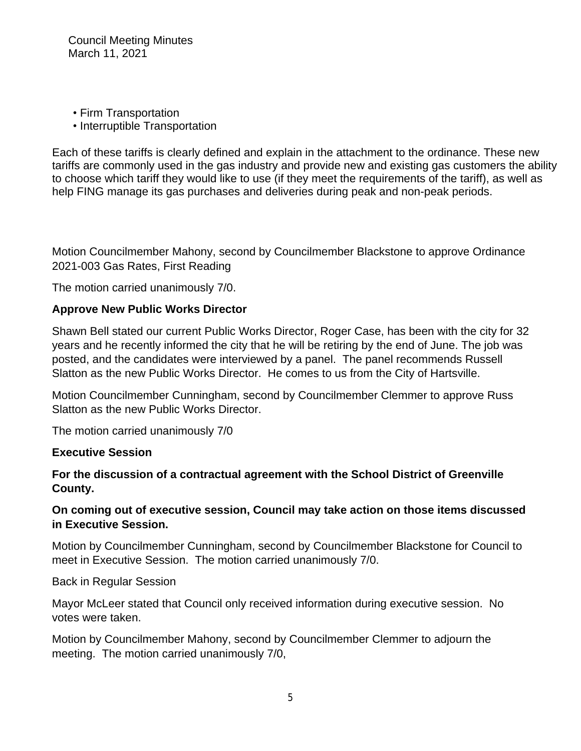- Firm Transportation
- Interruptible Transportation

Each of these tariffs is clearly defined and explain in the attachment to the ordinance. These new tariffs are commonly used in the gas industry and provide new and existing gas customers the ability to choose which tariff they would like to use (if they meet the requirements of the tariff), as well as help FING manage its gas purchases and deliveries during peak and non-peak periods.

Motion Councilmember Mahony, second by Councilmember Blackstone to approve Ordinance 2021-003 Gas Rates, First Reading

The motion carried unanimously 7/0.

**Approve New Public Works Director**

Shawn Bell stated our current Public Works Director, Roger Case, has been with the city for 32 years and he recently informed the city that he will be retiring by the end of June. The job was posted, and the candidates were interviewed by a panel. The panel recommends Russell Slatton as the new Public Works Director. He comes to us from the City of Hartsville.

Motion Councilmember Cunningham, second by Councilmember Clemmer to approve Russ Slatton as the new Public Works Director.

The motion carried unanimously 7/0

**Executive Session**

**For the discussion of a contractual agreement with the School District of Greenville County.**

**On coming out of executive session, Council may take action on those items discussed in Executive Session.**

Motion by Councilmember Cunningham, second by Councilmember Blackstone for Council to meet in Executive Session. The motion carried unanimously 7/0.

Back in Regular Session

Mayor McLeer stated that Council only received information during executive session. No votes were taken.

Motion by Councilmember Mahony, second by Councilmember Clemmer to adjourn the meeting. The motion carried unanimously 7/0,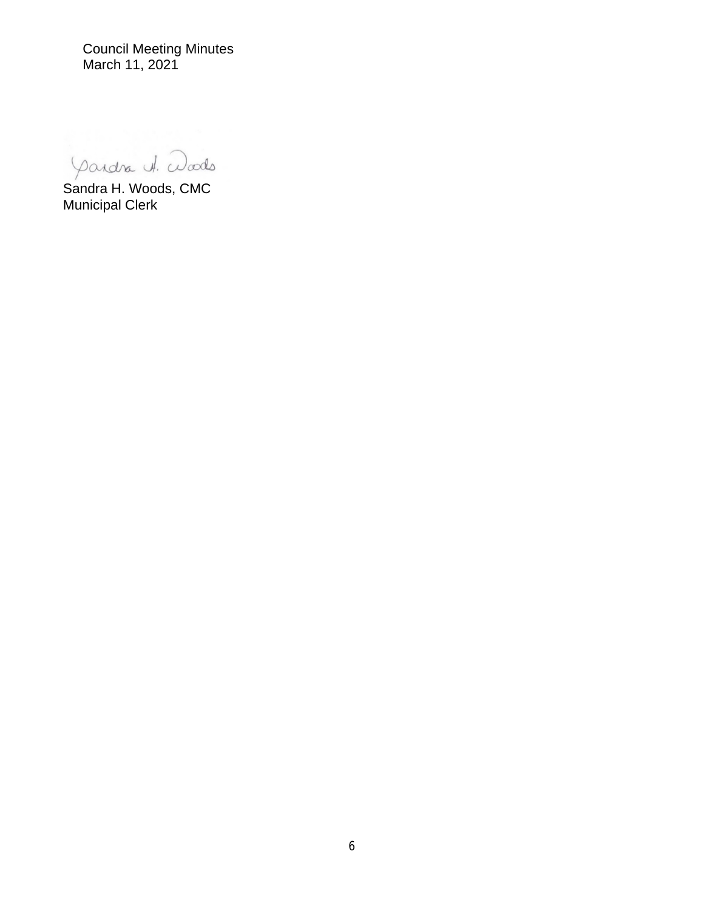Sandra H. Woods, CMC
Municipal Clerk